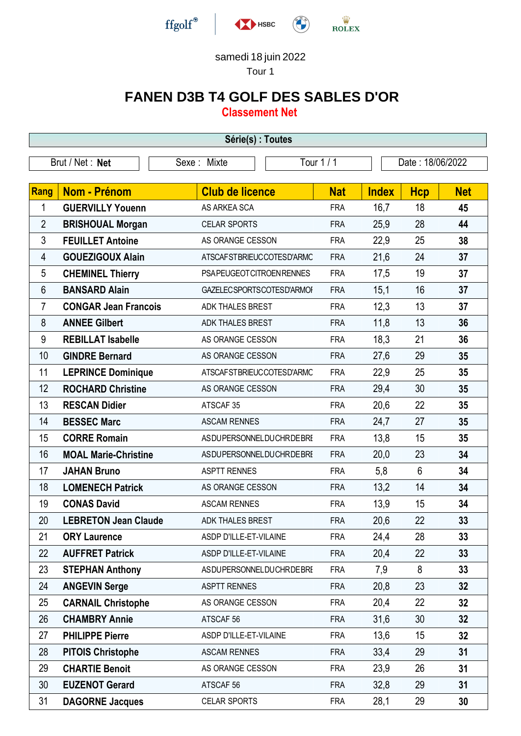ffgolf® HSBC ROLEX

samedi 18 juin 2022

Tour 1

# FANEN D3B T4 GOLF DES SABLES D'OR

## Classement Net

**Série(s) : Toutes**

| Brut / Net : **Net** | Sexe : Mixte | Tour 1 / 1 | Date : 18/06/2022 |
|---|---|---|---|

| Rang | Nom - Prénom | Club de licence | Nat | Index | Hcp | Net |
|---|---|---|---|---|---|---|
| 1 | **GUERVILLY Youenn** | AS ARKEA SCA | FRA | 16,7 | 18 | **45** |
| 2 | **BRISHOUAL Morgan** | CELAR SPORTS | FRA | 25,9 | 28 | **44** |
| 3 | **FEUILLET Antoine** | AS ORANGE CESSON | FRA | 22,9 | 25 | **38** |
| 4 | **GOUEZIGOUX Alain** | ATSCAFSTBRIEUCCOTESD'ARMC | FRA | 21,6 | 24 | **37** |
| 5 | **CHEMINEL Thierry** | PSAPEUGEOTCITROENRENNES | FRA | 17,5 | 19 | **37** |
| 6 | **BANSARD Alain** | GAZELECSPORTSCOTESD'ARMOI | FRA | 15,1 | 16 | **37** |
| 7 | **CONGAR Jean Francois** | ADK THALES BREST | FRA | 12,3 | 13 | **37** |
| 8 | **ANNEE Gilbert** | ADK THALES BREST | FRA | 11,8 | 13 | **36** |
| 9 | **REBILLAT Isabelle** | AS ORANGE CESSON | FRA | 18,3 | 21 | **36** |
| 10 | **GINDRE Bernard** | AS ORANGE CESSON | FRA | 27,6 | 29 | **35** |
| 11 | **LEPRINCE Dominique** | ATSCAFSTBRIEUCCOTESD'ARMC | FRA | 22,9 | 25 | **35** |
| 12 | **ROCHARD Christine** | AS ORANGE CESSON | FRA | 29,4 | 30 | **35** |
| 13 | **RESCAN Didier** | ATSCAF 35 | FRA | 20,6 | 22 | **35** |
| 14 | **BESSEC Marc** | ASCAM RENNES | FRA | 24,7 | 27 | **35** |
| 15 | **CORRE Romain** | ASDUPERSONNELDUCHRDEBRI | FRA | 13,8 | 15 | **35** |
| 16 | **MOAL Marie-Christine** | ASDUPERSONNELDUCHRDEBRI | FRA | 20,0 | 23 | **34** |
| 17 | **JAHAN Bruno** | ASPTT RENNES | FRA | 5,8 | 6 | **34** |
| 18 | **LOMENECH Patrick** | AS ORANGE CESSON | FRA | 13,2 | 14 | **34** |
| 19 | **CONAS David** | ASCAM RENNES | FRA | 13,9 | 15 | **34** |
| 20 | **LEBRETON Jean Claude** | ADK THALES BREST | FRA | 20,6 | 22 | **33** |
| 21 | **ORY Laurence** | ASDP D'ILLE-ET-VILAINE | FRA | 24,4 | 28 | **33** |
| 22 | **AUFFRET Patrick** | ASDP D'ILLE-ET-VILAINE | FRA | 20,4 | 22 | **33** |
| 23 | **STEPHAN Anthony** | ASDUPERSONNELDUCHRDEBRI | FRA | 7,9 | 8 | **33** |
| 24 | **ANGEVIN Serge** | ASPTT RENNES | FRA | 20,8 | 23 | **32** |
| 25 | **CARNAIL Christophe** | AS ORANGE CESSON | FRA | 20,4 | 22 | **32** |
| 26 | **CHAMBRY Annie** | ATSCAF 56 | FRA | 31,6 | 30 | **32** |
| 27 | **PHILIPPE Pierre** | ASDP D'ILLE-ET-VILAINE | FRA | 13,6 | 15 | **32** |
| 28 | **PITOIS Christophe** | ASCAM RENNES | FRA | 33,4 | 29 | **31** |
| 29 | **CHARTIE Benoit** | AS ORANGE CESSON | FRA | 23,9 | 26 | **31** |
| 30 | **EUZENOT Gerard** | ATSCAF 56 | FRA | 32,8 | 29 | **31** |
| 31 | **DAGORNE Jacques** | CELAR SPORTS | FRA | 28,1 | 29 | **30** |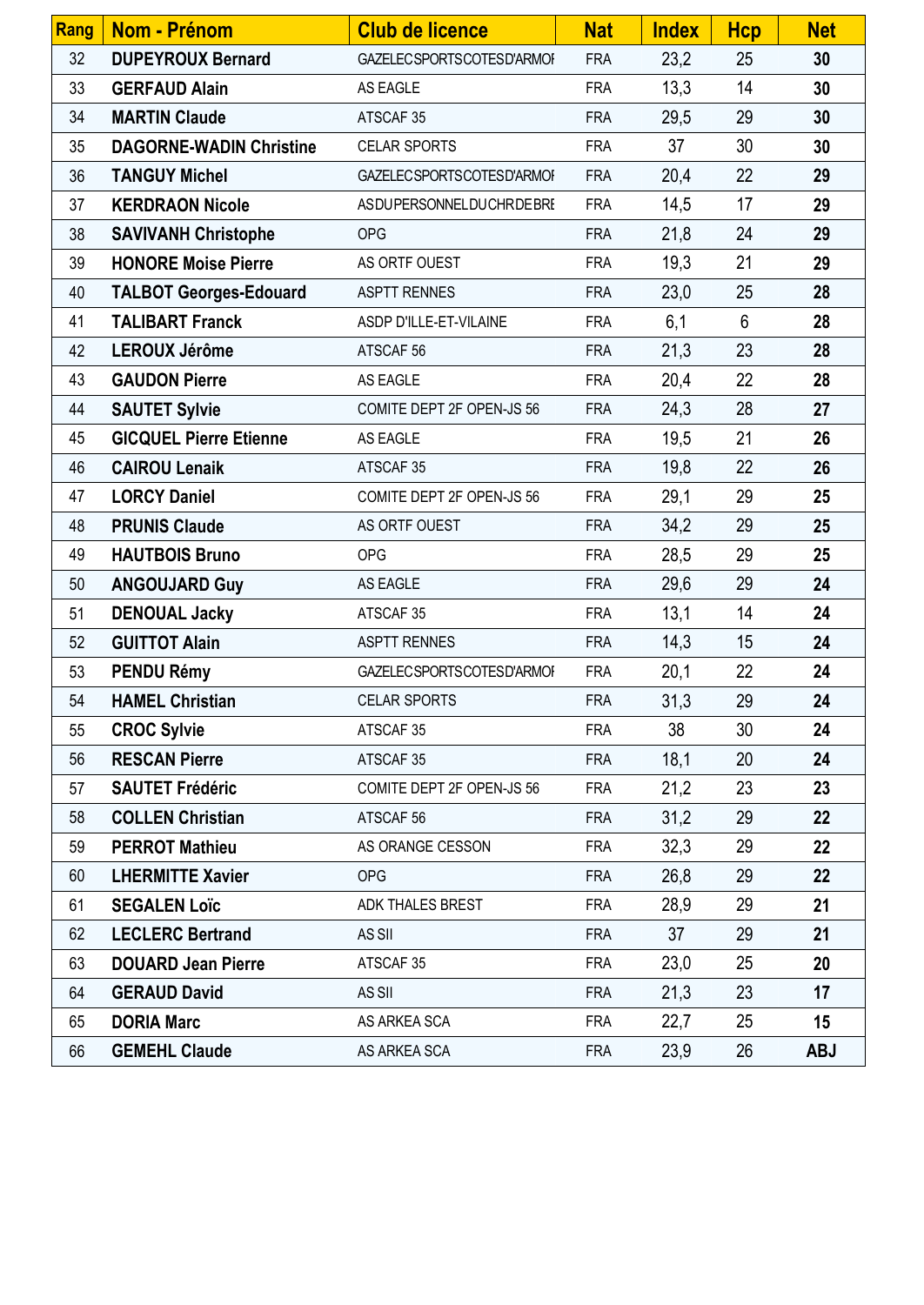| Rang | Nom - Prénom | Club de licence | Nat | Index | Hcp | Net |
|---|---|---|---|---|---|---|
| 32 | **DUPEYROUX Bernard** | GAZELECSPORTSCOTESD'ARMOI | FRA | 23,2 | 25 | **30** |
| 33 | **GERFAUD Alain** | AS EAGLE | FRA | 13,3 | 14 | **30** |
| 34 | **MARTIN Claude** | ATSCAF 35 | FRA | 29,5 | 29 | **30** |
| 35 | **DAGORNE-WADIN Christine** | CELAR SPORTS | FRA | 37 | 30 | **30** |
| 36 | **TANGUY Michel** | GAZELECSPORTSCOTESD'ARMOI | FRA | 20,4 | 22 | **29** |
| 37 | **KERDRAON Nicole** | ASDUPERSONNELDUCHRDEBRI | FRA | 14,5 | 17 | **29** |
| 38 | **SAVIVANH Christophe** | OPG | FRA | 21,8 | 24 | **29** |
| 39 | **HONORE Moise Pierre** | AS ORTF OUEST | FRA | 19,3 | 21 | **29** |
| 40 | **TALBOT Georges-Edouard** | ASPTT RENNES | FRA | 23,0 | 25 | **28** |
| 41 | **TALIBART Franck** | ASDP D'ILLE-ET-VILAINE | FRA | 6,1 | 6 | **28** |
| 42 | **LEROUX Jérôme** | ATSCAF 56 | FRA | 21,3 | 23 | **28** |
| 43 | **GAUDON Pierre** | AS EAGLE | FRA | 20,4 | 22 | **28** |
| 44 | **SAUTET Sylvie** | COMITE DEPT 2F OPEN-JS 56 | FRA | 24,3 | 28 | **27** |
| 45 | **GICQUEL Pierre Etienne** | AS EAGLE | FRA | 19,5 | 21 | **26** |
| 46 | **CAIROU Lenaik** | ATSCAF 35 | FRA | 19,8 | 22 | **26** |
| 47 | **LORCY Daniel** | COMITE DEPT 2F OPEN-JS 56 | FRA | 29,1 | 29 | **25** |
| 48 | **PRUNIS Claude** | AS ORTF OUEST | FRA | 34,2 | 29 | **25** |
| 49 | **HAUTBOIS Bruno** | OPG | FRA | 28,5 | 29 | **25** |
| 50 | **ANGOUJARD Guy** | AS EAGLE | FRA | 29,6 | 29 | **24** |
| 51 | **DENOUAL Jacky** | ATSCAF 35 | FRA | 13,1 | 14 | **24** |
| 52 | **GUITTOT Alain** | ASPTT RENNES | FRA | 14,3 | 15 | **24** |
| 53 | **PENDU Rémy** | GAZELECSPORTSCOTESD'ARMOI | FRA | 20,1 | 22 | **24** |
| 54 | **HAMEL Christian** | CELAR SPORTS | FRA | 31,3 | 29 | **24** |
| 55 | **CROC Sylvie** | ATSCAF 35 | FRA | 38 | 30 | **24** |
| 56 | **RESCAN Pierre** | ATSCAF 35 | FRA | 18,1 | 20 | **24** |
| 57 | **SAUTET Frédéric** | COMITE DEPT 2F OPEN-JS 56 | FRA | 21,2 | 23 | **23** |
| 58 | **COLLEN Christian** | ATSCAF 56 | FRA | 31,2 | 29 | **22** |
| 59 | **PERROT Mathieu** | AS ORANGE CESSON | FRA | 32,3 | 29 | **22** |
| 60 | **LHERMITTE Xavier** | OPG | FRA | 26,8 | 29 | **22** |
| 61 | **SEGALEN Loïc** | ADK THALES BREST | FRA | 28,9 | 29 | **21** |
| 62 | **LECLERC Bertrand** | AS SII | FRA | 37 | 29 | **21** |
| 63 | **DOUARD Jean Pierre** | ATSCAF 35 | FRA | 23,0 | 25 | **20** |
| 64 | **GERAUD David** | AS SII | FRA | 21,3 | 23 | **17** |
| 65 | **DORIA Marc** | AS ARKEA SCA | FRA | 22,7 | 25 | **15** |
| 66 | **GEMEHL Claude** | AS ARKEA SCA | FRA | 23,9 | 26 | **ABJ** |